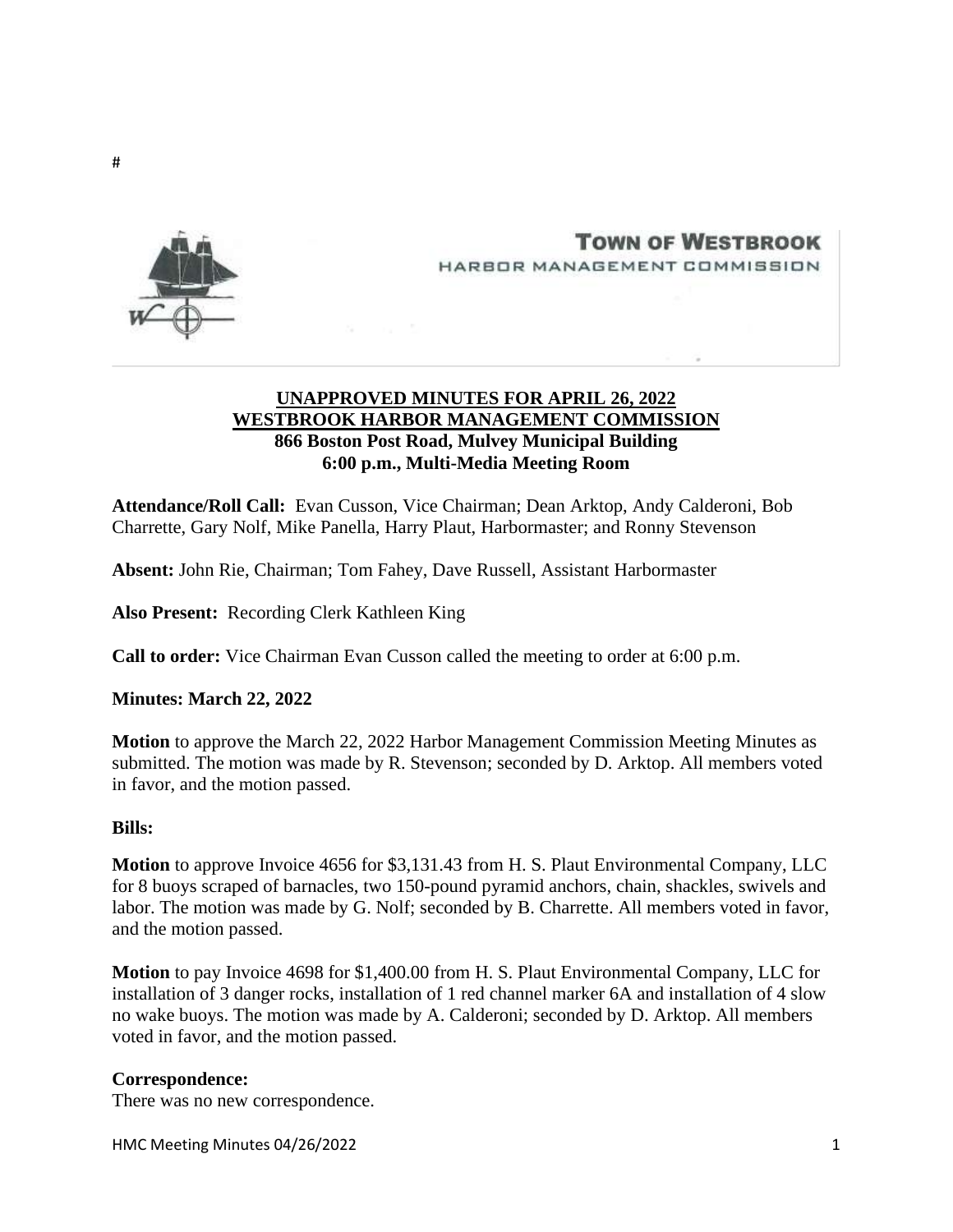#

**TOWN OF WESTBROOK**
HARBOR MANAGEMENT COMMISSION

**UNAPPROVED MINUTES FOR APRIL 26, 2022**
**WESTBROOK HARBOR MANAGEMENT COMMISSION**
**866 Boston Post Road, Mulvey Municipal Building**
**6:00 p.m., Multi-Media Meeting Room**

**Attendance/Roll Call:** Evan Cusson, Vice Chairman; Dean Arktop, Andy Calderoni, Bob Charrette, Gary Nolf, Mike Panella, Harry Plaut, Harbormaster; and Ronny Stevenson

**Absent:** John Rie, Chairman; Tom Fahey, Dave Russell, Assistant Harbormaster

**Also Present:** Recording Clerk Kathleen King

**Call to order:** Vice Chairman Evan Cusson called the meeting to order at 6:00 p.m.

**Minutes: March 22, 2022**

**Motion** to approve the March 22, 2022 Harbor Management Commission Meeting Minutes as submitted. The motion was made by R. Stevenson; seconded by D. Arktop. All members voted in favor, and the motion passed.

**Bills:**

**Motion** to approve Invoice 4656 for $3,131.43 from H. S. Plaut Environmental Company, LLC for 8 buoys scraped of barnacles, two 150-pound pyramid anchors, chain, shackles, swivels and labor. The motion was made by G. Nolf; seconded by B. Charrette. All members voted in favor, and the motion passed.

**Motion** to pay Invoice 4698 for $1,400.00 from H. S. Plaut Environmental Company, LLC for installation of 3 danger rocks, installation of 1 red channel marker 6A and installation of 4 slow no wake buoys. The motion was made by A. Calderoni; seconded by D. Arktop. All members voted in favor, and the motion passed.

**Correspondence:**
There was no new correspondence.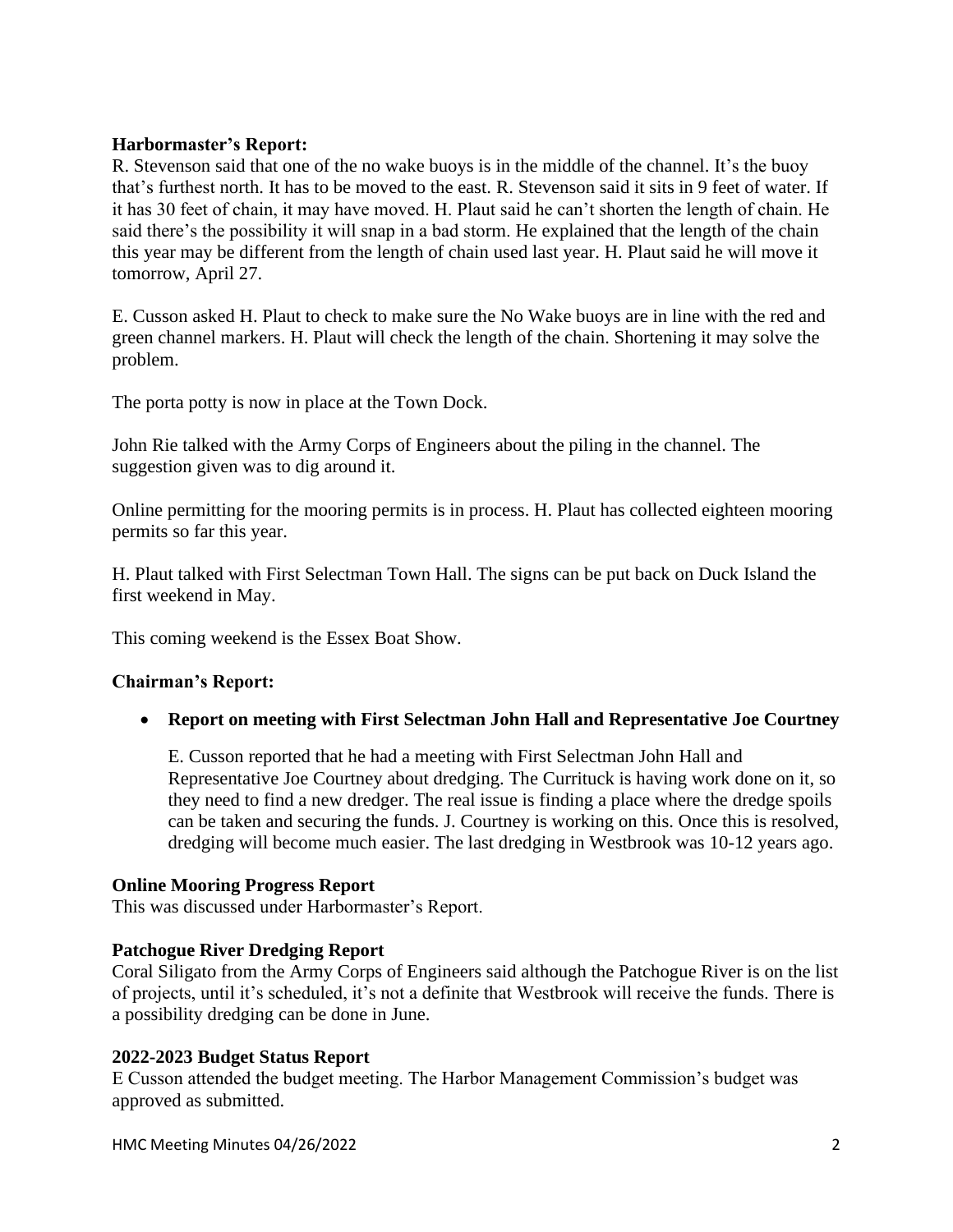**Harbormaster's Report:**

R. Stevenson said that one of the no wake buoys is in the middle of the channel. It's the buoy that's furthest north. It has to be moved to the east. R. Stevenson said it sits in 9 feet of water. If it has 30 feet of chain, it may have moved. H. Plaut said he can't shorten the length of chain. He said there's the possibility it will snap in a bad storm. He explained that the length of the chain this year may be different from the length of chain used last year. H. Plaut said he will move it tomorrow, April 27.

E. Cusson asked H. Plaut to check to make sure the No Wake buoys are in line with the red and green channel markers. H. Plaut will check the length of the chain. Shortening it may solve the problem.

The porta potty is now in place at the Town Dock.

John Rie talked with the Army Corps of Engineers about the piling in the channel. The suggestion given was to dig around it.

Online permitting for the mooring permits is in process. H. Plaut has collected eighteen mooring permits so far this year.

H. Plaut talked with First Selectman Town Hall. The signs can be put back on Duck Island the first weekend in May.

This coming weekend is the Essex Boat Show.

**Chairman's Report:**

- **Report on meeting with First Selectman John Hall and Representative Joe Courtney**

  E. Cusson reported that he had a meeting with First Selectman John Hall and Representative Joe Courtney about dredging. The Currituck is having work done on it, so they need to find a new dredger. The real issue is finding a place where the dredge spoils can be taken and securing the funds. J. Courtney is working on this. Once this is resolved, dredging will become much easier. The last dredging in Westbrook was 10-12 years ago.

**Online Mooring Progress Report**

This was discussed under Harbormaster's Report.

**Patchogue River Dredging Report**

Coral Siligato from the Army Corps of Engineers said although the Patchogue River is on the list of projects, until it's scheduled, it's not a definite that Westbrook will receive the funds. There is a possibility dredging can be done in June.

**2022-2023 Budget Status Report**

E Cusson attended the budget meeting. The Harbor Management Commission's budget was approved as submitted.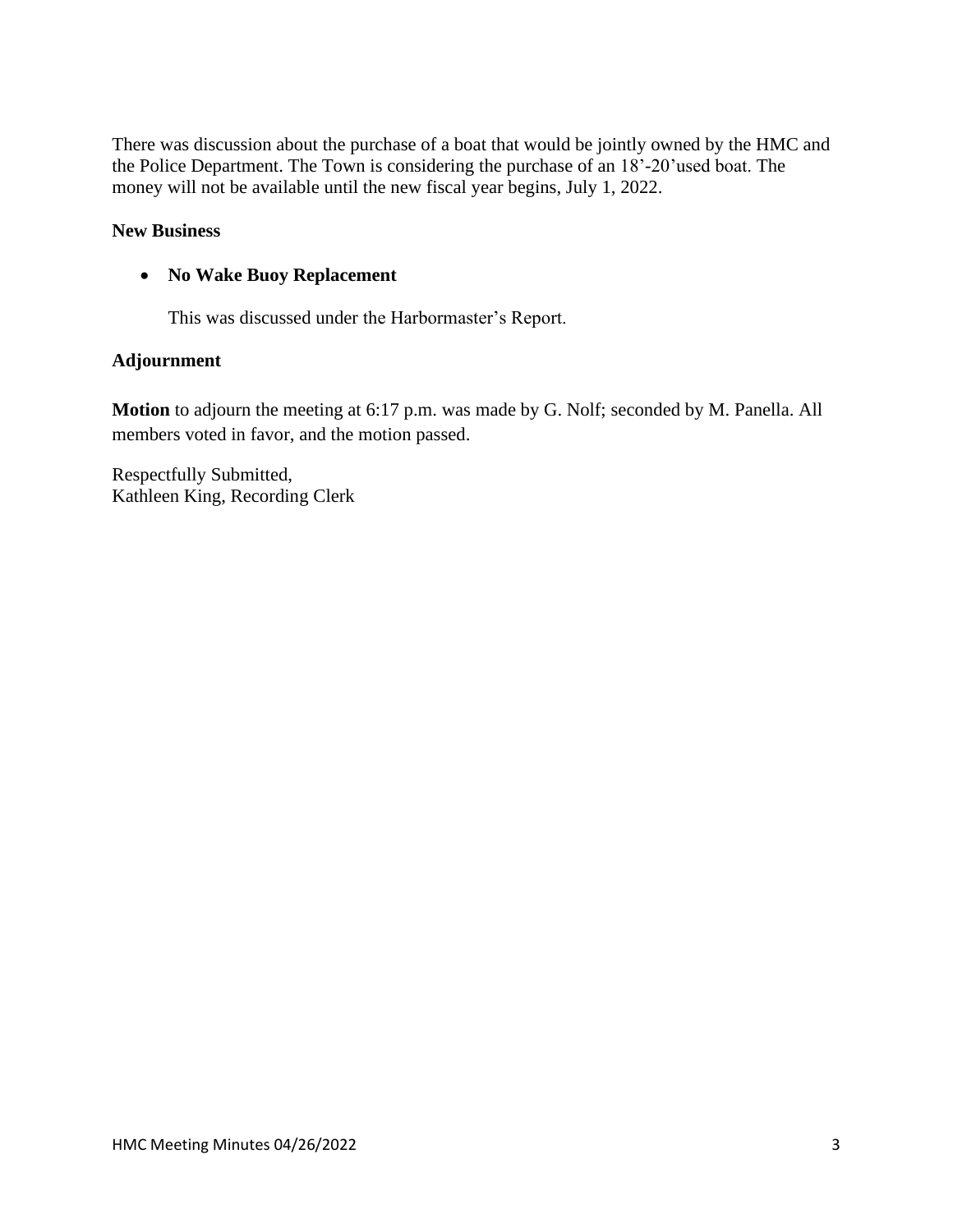There was discussion about the purchase of a boat that would be jointly owned by the HMC and the Police Department. The Town is considering the purchase of an 18'-20'used boat. The money will not be available until the new fiscal year begins, July 1, 2022.

**New Business**

- **No Wake Buoy Replacement**

  This was discussed under the Harbormaster's Report.

**Adjournment**

**Motion** to adjourn the meeting at 6:17 p.m. was made by G. Nolf; seconded by M. Panella. All members voted in favor, and the motion passed.

Respectfully Submitted,
Kathleen King, Recording Clerk